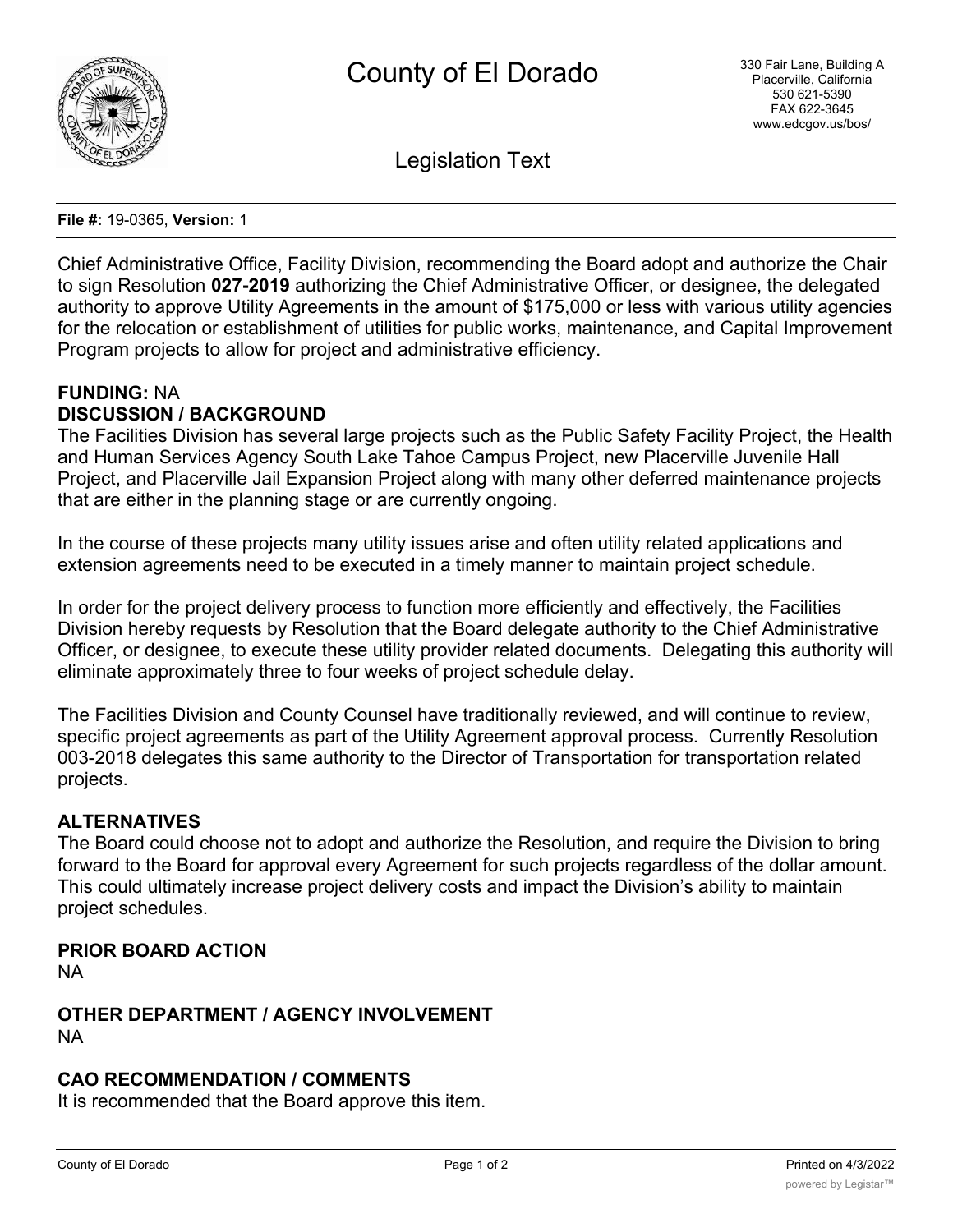# County of El Dorado

330 Fair Lane, Building A
Placerville, California
530 621-5390
FAX 622-3645
www.edcgov.us/bos/

## Legislation Text

**File #:** 19-0365, **Version:** 1

Chief Administrative Office, Facility Division, recommending the Board adopt and authorize the Chair to sign Resolution **027-2019** authorizing the Chief Administrative Officer, or designee, the delegated authority to approve Utility Agreements in the amount of $175,000 or less with various utility agencies for the relocation or establishment of utilities for public works, maintenance, and Capital Improvement Program projects to allow for project and administrative efficiency.

**FUNDING:** NA

**DISCUSSION / BACKGROUND**

The Facilities Division has several large projects such as the Public Safety Facility Project, the Health and Human Services Agency South Lake Tahoe Campus Project, new Placerville Juvenile Hall Project, and Placerville Jail Expansion Project along with many other deferred maintenance projects that are either in the planning stage or are currently ongoing.

In the course of these projects many utility issues arise and often utility related applications and extension agreements need to be executed in a timely manner to maintain project schedule.

In order for the project delivery process to function more efficiently and effectively, the Facilities Division hereby requests by Resolution that the Board delegate authority to the Chief Administrative Officer, or designee, to execute these utility provider related documents. Delegating this authority will eliminate approximately three to four weeks of project schedule delay.

The Facilities Division and County Counsel have traditionally reviewed, and will continue to review, specific project agreements as part of the Utility Agreement approval process. Currently Resolution 003-2018 delegates this same authority to the Director of Transportation for transportation related projects.

**ALTERNATIVES**

The Board could choose not to adopt and authorize the Resolution, and require the Division to bring forward to the Board for approval every Agreement for such projects regardless of the dollar amount. This could ultimately increase project delivery costs and impact the Division's ability to maintain project schedules.

**PRIOR BOARD ACTION**

NA

**OTHER DEPARTMENT / AGENCY INVOLVEMENT**

NA

**CAO RECOMMENDATION / COMMENTS**

It is recommended that the Board approve this item.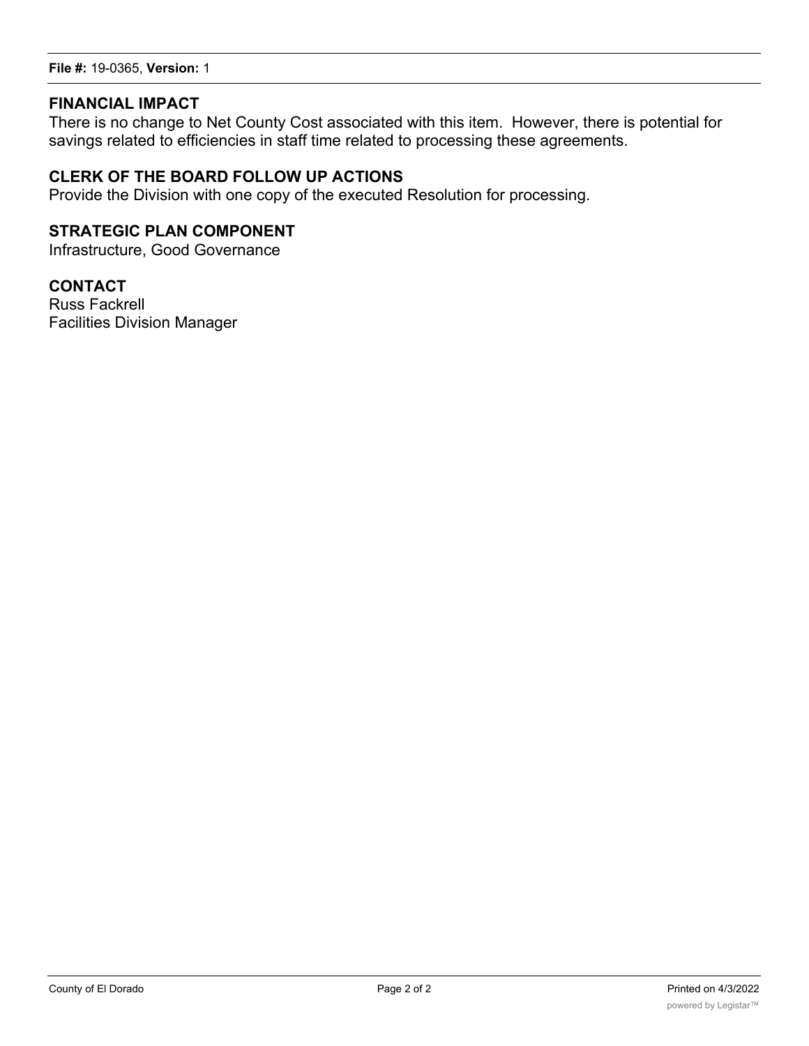## FINANCIAL IMPACT

There is no change to Net County Cost associated with this item. However, there is potential for savings related to efficiencies in staff time related to processing these agreements.

## CLERK OF THE BOARD FOLLOW UP ACTIONS

Provide the Division with one copy of the executed Resolution for processing.

## STRATEGIC PLAN COMPONENT

Infrastructure, Good Governance

## CONTACT

Russ Fackrell
Facilities Division Manager